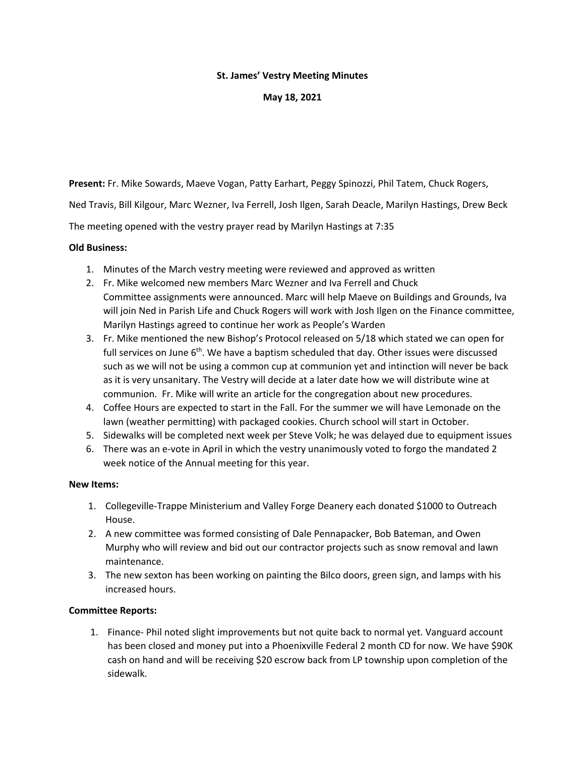**St. James' Vestry Meeting Minutes**

**May 18, 2021**

**Present:** Fr. Mike Sowards, Maeve Vogan, Patty Earhart, Peggy Spinozzi, Phil Tatem, Chuck Rogers, Ned Travis, Bill Kilgour, Marc Wezner, Iva Ferrell, Josh Ilgen, Sarah Deacle, Marilyn Hastings, Drew Beck

The meeting opened with the vestry prayer read by Marilyn Hastings at 7:35

**Old Business:**

1. Minutes of the March vestry meeting were reviewed and approved as written
2. Fr. Mike welcomed new members Marc Wezner and Iva Ferrell and Chuck
   Committee assignments were announced. Marc will help Maeve on Buildings and Grounds, Iva will join Ned in Parish Life and Chuck Rogers will work with Josh Ilgen on the Finance committee, Marilyn Hastings agreed to continue her work as People's Warden
3. Fr. Mike mentioned the new Bishop's Protocol released on 5/18 which stated we can open for full services on June 6th. We have a baptism scheduled that day. Other issues were discussed such as we will not be using a common cup at communion yet and intinction will never be back as it is very unsanitary. The Vestry will decide at a later date how we will distribute wine at communion. Fr. Mike will write an article for the congregation about new procedures.
4. Coffee Hours are expected to start in the Fall. For the summer we will have Lemonade on the lawn (weather permitting) with packaged cookies. Church school will start in October.
5. Sidewalks will be completed next week per Steve Volk; he was delayed due to equipment issues
6. There was an e-vote in April in which the vestry unanimously voted to forgo the mandated 2 week notice of the Annual meeting for this year.

**New Items:**

1. Collegeville-Trappe Ministerium and Valley Forge Deanery each donated $1000 to Outreach House.
2. A new committee was formed consisting of Dale Pennapacker, Bob Bateman, and Owen Murphy who will review and bid out our contractor projects such as snow removal and lawn maintenance.
3. The new sexton has been working on painting the Bilco doors, green sign, and lamps with his increased hours.

**Committee Reports:**

1. Finance- Phil noted slight improvements but not quite back to normal yet. Vanguard account has been closed and money put into a Phoenixville Federal 2 month CD for now. We have $90K cash on hand and will be receiving $20 escrow back from LP township upon completion of the sidewalk.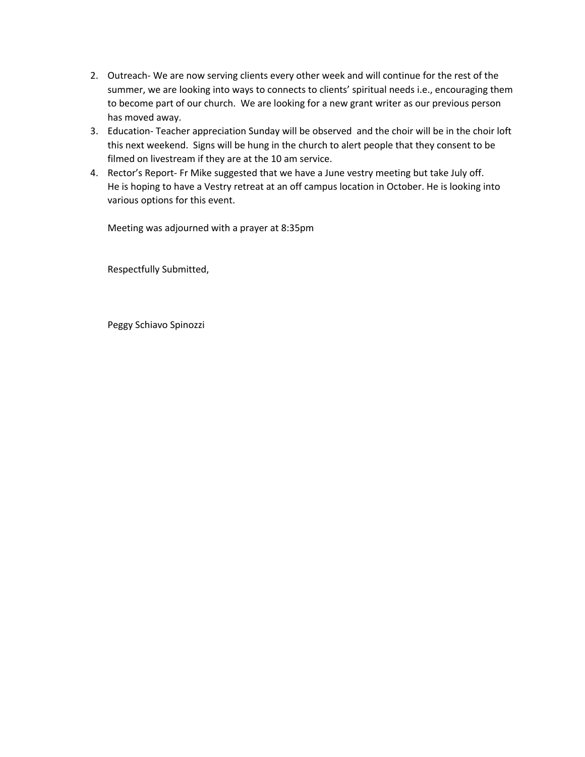2. Outreach- We are now serving clients every other week and will continue for the rest of the summer, we are looking into ways to connects to clients' spiritual needs i.e., encouraging them to become part of our church. We are looking for a new grant writer as our previous person has moved away.
3. Education- Teacher appreciation Sunday will be observed and the choir will be in the choir loft this next weekend. Signs will be hung in the church to alert people that they consent to be filmed on livestream if they are at the 10 am service.
4. Rector's Report- Fr Mike suggested that we have a June vestry meeting but take July off. He is hoping to have a Vestry retreat at an off campus location in October. He is looking into various options for this event.

Meeting was adjourned with a prayer at 8:35pm

Respectfully Submitted,

Peggy Schiavo Spinozzi